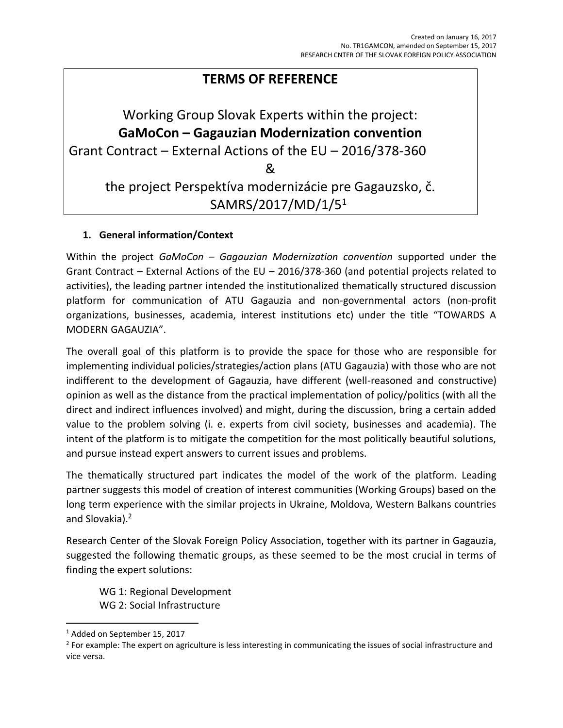Created on January 16, 2017
No. TR1GAMCON, amended on September 15, 2017
RESEARCH CNTER OF THE SLOVAK FOREIGN POLICY ASSOCIATION

# TERMS OF REFERENCE

Working Group Slovak Experts within the project:
**GaMoCon – Gagauzian Modernization convention**
Grant Contract – External Actions of the EU – 2016/378-360
&
the project Perspektíva modernizácie pre Gagauzsko, č. SAMRS/2017/MD/1/5[1]

## 1. General information/Context

Within the project *GaMoCon – Gagauzian Modernization convention* supported under the Grant Contract – External Actions of the EU – 2016/378-360 (and potential projects related to activities), the leading partner intended the institutionalized thematically structured discussion platform for communication of ATU Gagauzia and non-governmental actors (non-profit organizations, businesses, academia, interest institutions etc) under the title "TOWARDS A MODERN GAGAUZIA".

The overall goal of this platform is to provide the space for those who are responsible for implementing individual policies/strategies/action plans (ATU Gagauzia) with those who are not indifferent to the development of Gagauzia, have different (well-reasoned and constructive) opinion as well as the distance from the practical implementation of policy/politics (with all the direct and indirect influences involved) and might, during the discussion, bring a certain added value to the problem solving (i. e. experts from civil society, businesses and academia). The intent of the platform is to mitigate the competition for the most politically beautiful solutions, and pursue instead expert answers to current issues and problems.

The thematically structured part indicates the model of the work of the platform. Leading partner suggests this model of creation of interest communities (Working Groups) based on the long term experience with the similar projects in Ukraine, Moldova, Western Balkans countries and Slovakia).[2]

Research Center of the Slovak Foreign Policy Association, together with its partner in Gagauzia, suggested the following thematic groups, as these seemed to be the most crucial in terms of finding the expert solutions:

WG 1: Regional Development
WG 2: Social Infrastructure

---

[1] Added on September 15, 2017

[2] For example: The expert on agriculture is less interesting in communicating the issues of social infrastructure and vice versa.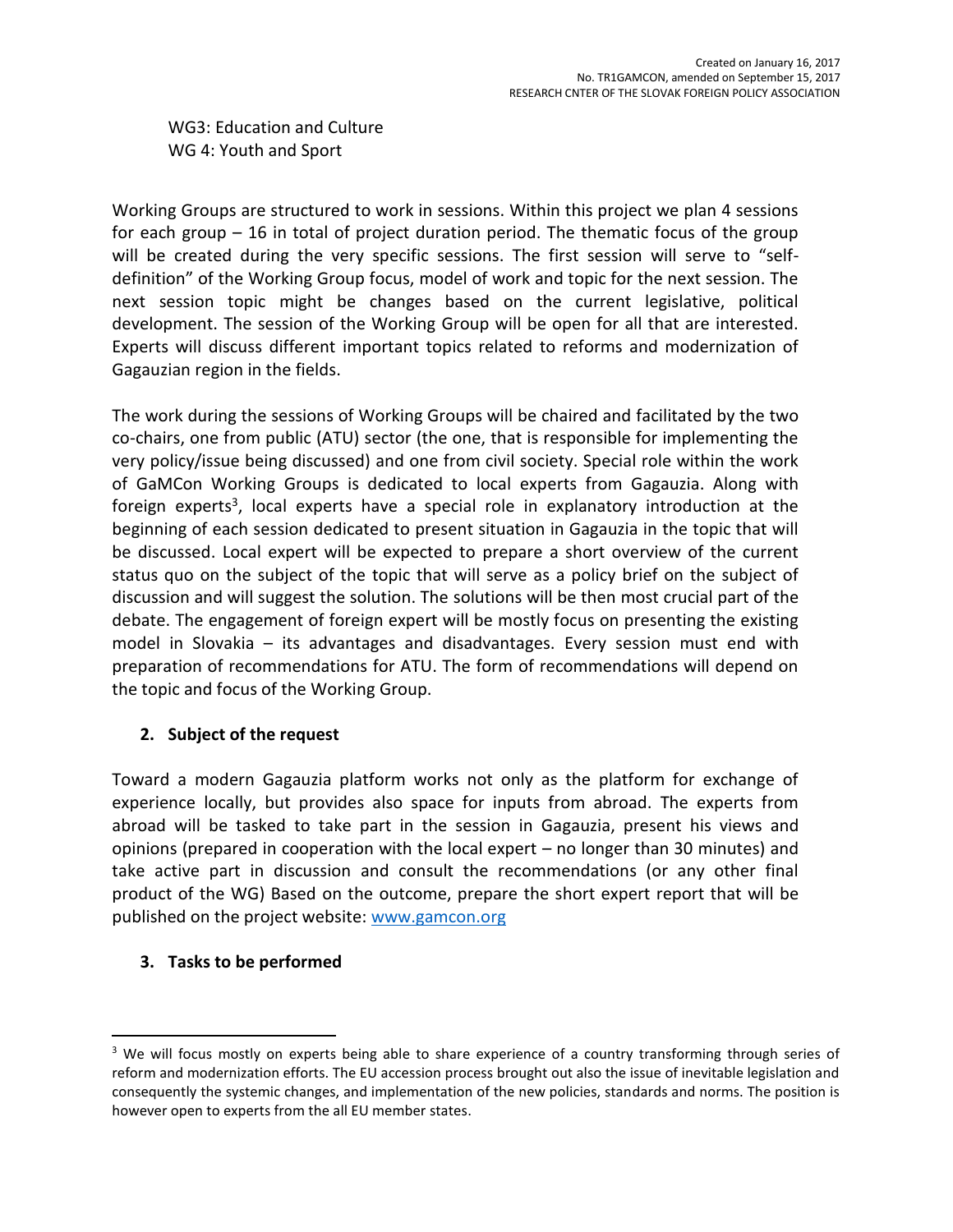WG3: Education and Culture
WG 4: Youth and Sport

Working Groups are structured to work in sessions. Within this project we plan 4 sessions for each group – 16 in total of project duration period. The thematic focus of the group will be created during the very specific sessions. The first session will serve to "self-definition" of the Working Group focus, model of work and topic for the next session. The next session topic might be changes based on the current legislative, political development. The session of the Working Group will be open for all that are interested. Experts will discuss different important topics related to reforms and modernization of Gagauzian region in the fields.

The work during the sessions of Working Groups will be chaired and facilitated by the two co-chairs, one from public (ATU) sector (the one, that is responsible for implementing the very policy/issue being discussed) and one from civil society. Special role within the work of GaMCon Working Groups is dedicated to local experts from Gagauzia. Along with foreign experts[3], local experts have a special role in explanatory introduction at the beginning of each session dedicated to present situation in Gagauzia in the topic that will be discussed. Local expert will be expected to prepare a short overview of the current status quo on the subject of the topic that will serve as a policy brief on the subject of discussion and will suggest the solution. The solutions will be then most crucial part of the debate. The engagement of foreign expert will be mostly focus on presenting the existing model in Slovakia – its advantages and disadvantages. Every session must end with preparation of recommendations for ATU. The form of recommendations will depend on the topic and focus of the Working Group.

## 2. Subject of the request

Toward a modern Gagauzia platform works not only as the platform for exchange of experience locally, but provides also space for inputs from abroad. The experts from abroad will be tasked to take part in the session in Gagauzia, present his views and opinions (prepared in cooperation with the local expert – no longer than 30 minutes) and take active part in discussion and consult the recommendations (or any other final product of the WG) Based on the outcome, prepare the short expert report that will be published on the project website: www.gamcon.org

## 3. Tasks to be performed

[3] We will focus mostly on experts being able to share experience of a country transforming through series of reform and modernization efforts. The EU accession process brought out also the issue of inevitable legislation and consequently the systemic changes, and implementation of the new policies, standards and norms. The position is however open to experts from the all EU member states.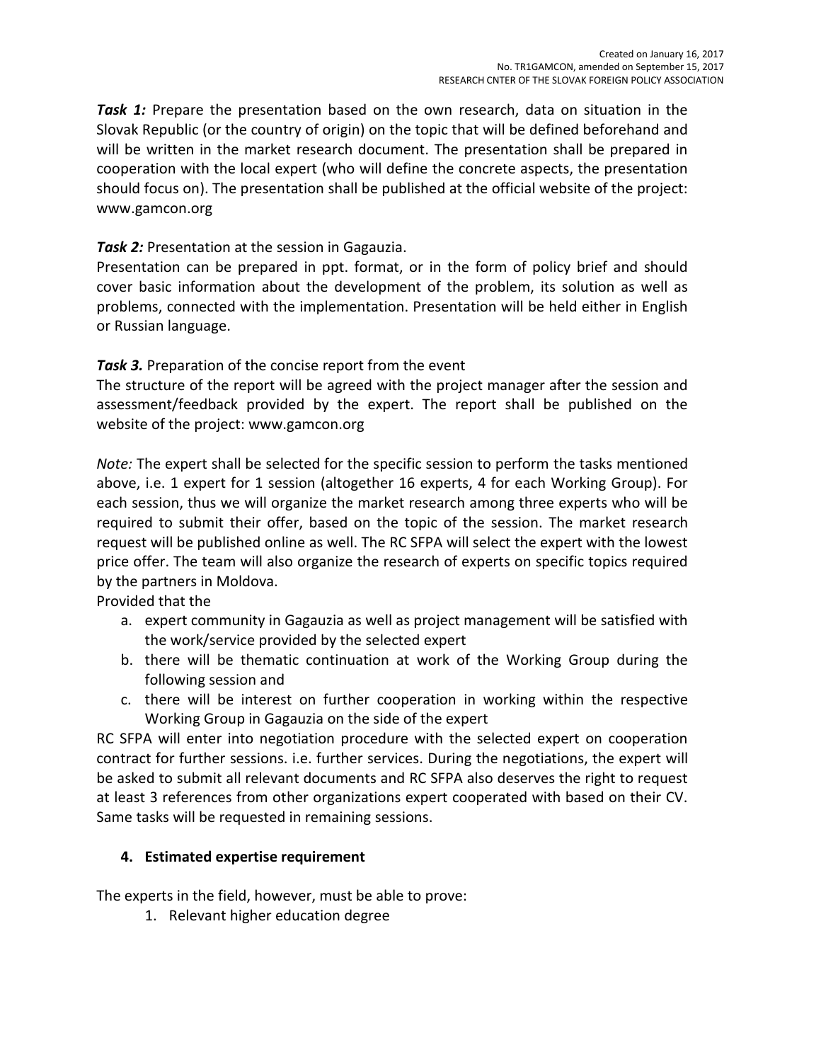***Task 1:*** Prepare the presentation based on the own research, data on situation in the Slovak Republic (or the country of origin) on the topic that will be defined beforehand and will be written in the market research document. The presentation shall be prepared in cooperation with the local expert (who will define the concrete aspects, the presentation should focus on). The presentation shall be published at the official website of the project: www.gamcon.org

***Task 2:*** Presentation at the session in Gagauzia.
Presentation can be prepared in ppt. format, or in the form of policy brief and should cover basic information about the development of the problem, its solution as well as problems, connected with the implementation. Presentation will be held either in English or Russian language.

***Task 3.*** Preparation of the concise report from the event
The structure of the report will be agreed with the project manager after the session and assessment/feedback provided by the expert. The report shall be published on the website of the project: www.gamcon.org

*Note:* The expert shall be selected for the specific session to perform the tasks mentioned above, i.e. 1 expert for 1 session (altogether 16 experts, 4 for each Working Group). For each session, thus we will organize the market research among three experts who will be required to submit their offer, based on the topic of the session. The market research request will be published online as well. The RC SFPA will select the expert with the lowest price offer. The team will also organize the research of experts on specific topics required by the partners in Moldova.
Provided that the

a. expert community in Gagauzia as well as project management will be satisfied with the work/service provided by the selected expert
b. there will be thematic continuation at work of the Working Group during the following session and
c. there will be interest on further cooperation in working within the respective Working Group in Gagauzia on the side of the expert

RC SFPA will enter into negotiation procedure with the selected expert on cooperation contract for further sessions. i.e. further services. During the negotiations, the expert will be asked to submit all relevant documents and RC SFPA also deserves the right to request at least 3 references from other organizations expert cooperated with based on their CV. Same tasks will be requested in remaining sessions.

## 4. Estimated expertise requirement

The experts in the field, however, must be able to prove:

1. Relevant higher education degree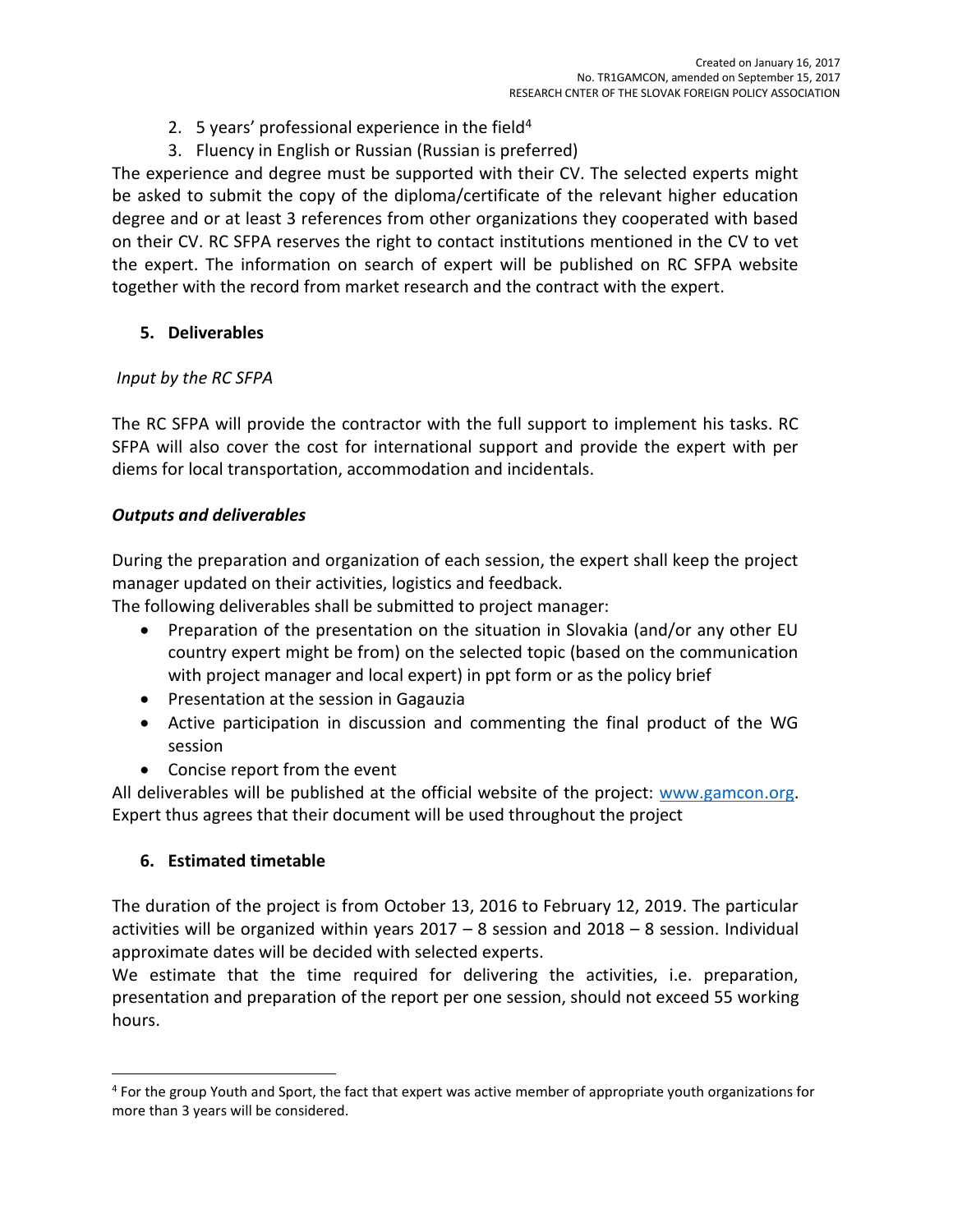2. 5 years' professional experience in the field[4]
3. Fluency in English or Russian (Russian is preferred)

The experience and degree must be supported with their CV. The selected experts might be asked to submit the copy of the diploma/certificate of the relevant higher education degree and or at least 3 references from other organizations they cooperated with based on their CV. RC SFPA reserves the right to contact institutions mentioned in the CV to vet the expert. The information on search of expert will be published on RC SFPA website together with the record from market research and the contract with the expert.

## 5. Deliverables

*Input by the RC SFPA*

The RC SFPA will provide the contractor with the full support to implement his tasks. RC SFPA will also cover the cost for international support and provide the expert with per diems for local transportation, accommodation and incidentals.

***Outputs and deliverables***

During the preparation and organization of each session, the expert shall keep the project manager updated on their activities, logistics and feedback.

The following deliverables shall be submitted to project manager:

- Preparation of the presentation on the situation in Slovakia (and/or any other EU country expert might be from) on the selected topic (based on the communication with project manager and local expert) in ppt form or as the policy brief
- Presentation at the session in Gagauzia
- Active participation in discussion and commenting the final product of the WG session
- Concise report from the event

All deliverables will be published at the official website of the project: www.gamcon.org. Expert thus agrees that their document will be used throughout the project

## 6. Estimated timetable

The duration of the project is from October 13, 2016 to February 12, 2019. The particular activities will be organized within years 2017 – 8 session and 2018 – 8 session. Individual approximate dates will be decided with selected experts.

We estimate that the time required for delivering the activities, i.e. preparation, presentation and preparation of the report per one session, should not exceed 55 working hours.

[4] For the group Youth and Sport, the fact that expert was active member of appropriate youth organizations for more than 3 years will be considered.